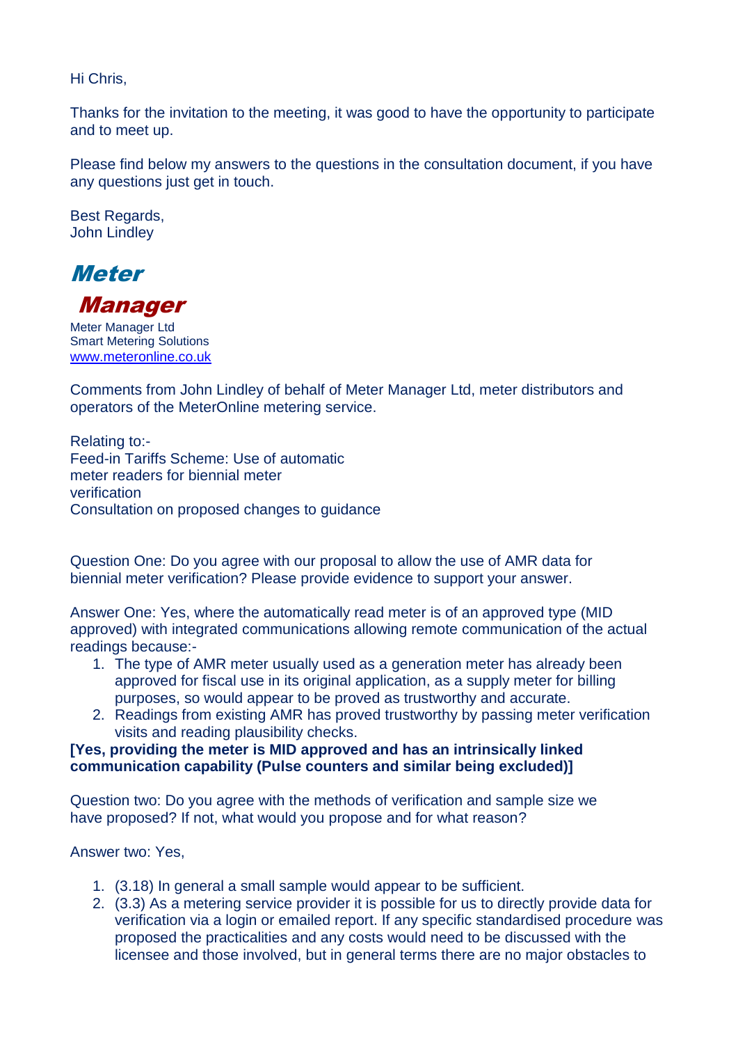Hi Chris,

Thanks for the invitation to the meeting, it was good to have the opportunity to participate and to meet up.

Please find below my answers to the questions in the consultation document, if you have any questions just get in touch.

Best Regards,
John Lindley

***Meter***
***Manager***

Meter Manager Ltd
Smart Metering Solutions
[www.meteronline.co.uk](http://www.meteronline.co.uk)

Comments from John Lindley of behalf of Meter Manager Ltd, meter distributors and operators of the MeterOnline metering service.

Relating to:-
Feed-in Tariffs Scheme: Use of automatic meter readers for biennial meter verification
Consultation on proposed changes to guidance

Question One: Do you agree with our proposal to allow the use of AMR data for biennial meter verification? Please provide evidence to support your answer.

Answer One: Yes, where the automatically read meter is of an approved type (MID approved) with integrated communications allowing remote communication of the actual readings because:-

1. The type of AMR meter usually used as a generation meter has already been approved for fiscal use in its original application, as a supply meter for billing purposes, so would appear to be proved as trustworthy and accurate.
2. Readings from existing AMR has proved trustworthy by passing meter verification visits and reading plausibility checks.

**[Yes, providing the meter is MID approved and has an intrinsically linked communication capability (Pulse counters and similar being excluded)]**

Question two: Do you agree with the methods of verification and sample size we have proposed? If not, what would you propose and for what reason?

Answer two: Yes,

1. (3.18) In general a small sample would appear to be sufficient.
2. (3.3) As a metering service provider it is possible for us to directly provide data for verification via a login or emailed report. If any specific standardised procedure was proposed the practicalities and any costs would need to be discussed with the licensee and those involved, but in general terms there are no major obstacles to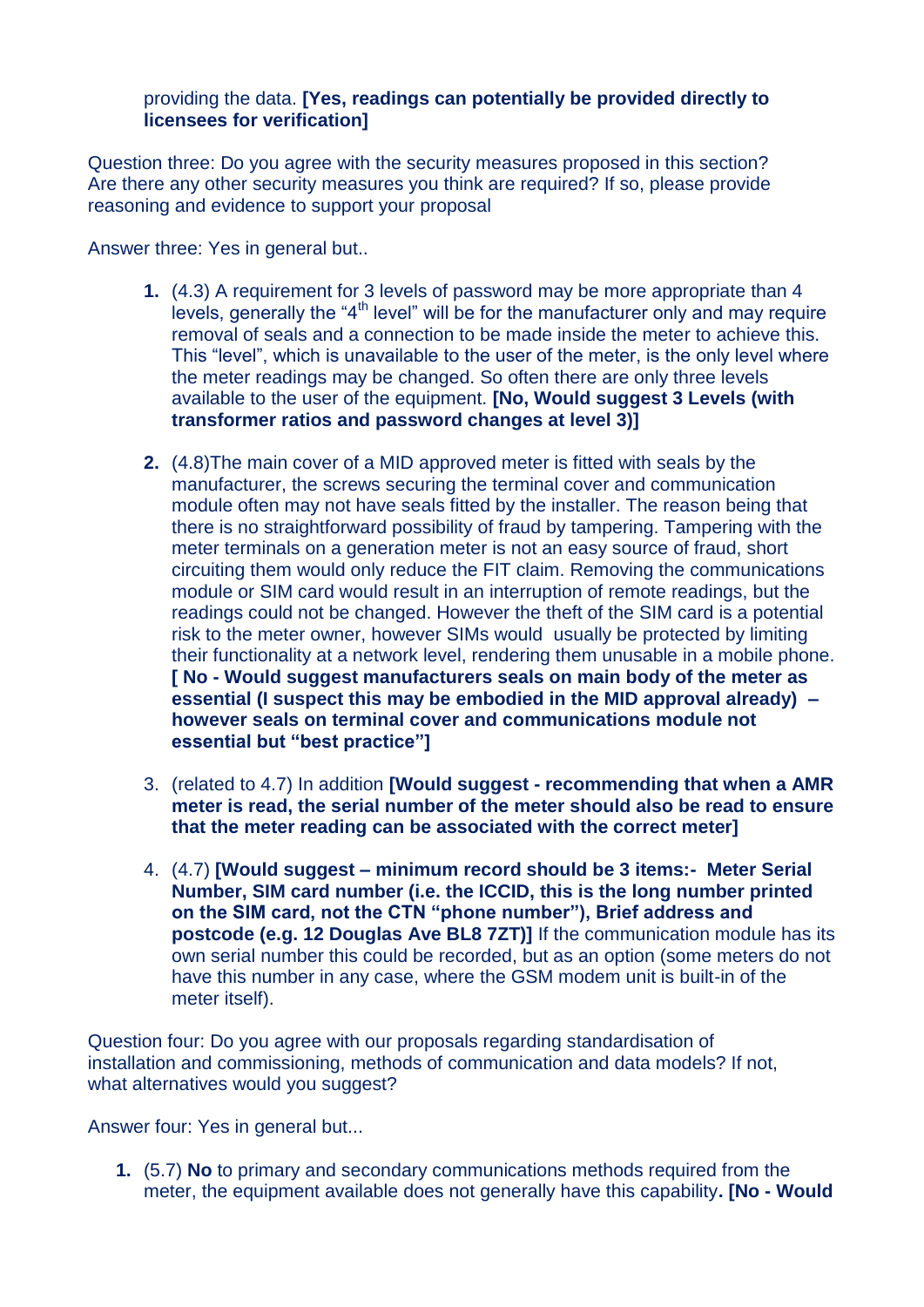providing the data. **[Yes, readings can potentially be provided directly to licensees for verification]**

Question three: Do you agree with the security measures proposed in this section? Are there any other security measures you think are required? If so, please provide reasoning and evidence to support your proposal

Answer three: Yes in general but..

1. (4.3) A requirement for 3 levels of password may be more appropriate than 4 levels, generally the "4th level" will be for the manufacturer only and may require removal of seals and a connection to be made inside the meter to achieve this. This "level", which is unavailable to the user of the meter, is the only level where the meter readings may be changed. So often there are only three levels available to the user of the equipment. **[No, Would suggest 3 Levels (with transformer ratios and password changes at level 3)]**

2. (4.8)The main cover of a MID approved meter is fitted with seals by the manufacturer, the screws securing the terminal cover and communication module often may not have seals fitted by the installer. The reason being that there is no straightforward possibility of fraud by tampering. Tampering with the meter terminals on a generation meter is not an easy source of fraud, short circuiting them would only reduce the FIT claim. Removing the communications module or SIM card would result in an interruption of remote readings, but the readings could not be changed. However the theft of the SIM card is a potential risk to the meter owner, however SIMs would usually be protected by limiting their functionality at a network level, rendering them unusable in a mobile phone. **[ No - Would suggest manufacturers seals on main body of the meter as essential (I suspect this may be embodied in the MID approval already) – however seals on terminal cover and communications module not essential but "best practice"]**

3. (related to 4.7) In addition **[Would suggest - recommending that when a AMR meter is read, the serial number of the meter should also be read to ensure that the meter reading can be associated with the correct meter]**

4. (4.7) **[Would suggest – minimum record should be 3 items:- Meter Serial Number, SIM card number (i.e. the ICCID, this is the long number printed on the SIM card, not the CTN "phone number"), Brief address and postcode (e.g. 12 Douglas Ave BL8 7ZT)]** If the communication module has its own serial number this could be recorded, but as an option (some meters do not have this number in any case, where the GSM modem unit is built-in of the meter itself).

Question four: Do you agree with our proposals regarding standardisation of installation and commissioning, methods of communication and data models? If not, what alternatives would you suggest?

Answer four: Yes in general but...

1. (5.7) **No** to primary and secondary communications methods required from the meter, the equipment available does not generally have this capability**. [No - Would**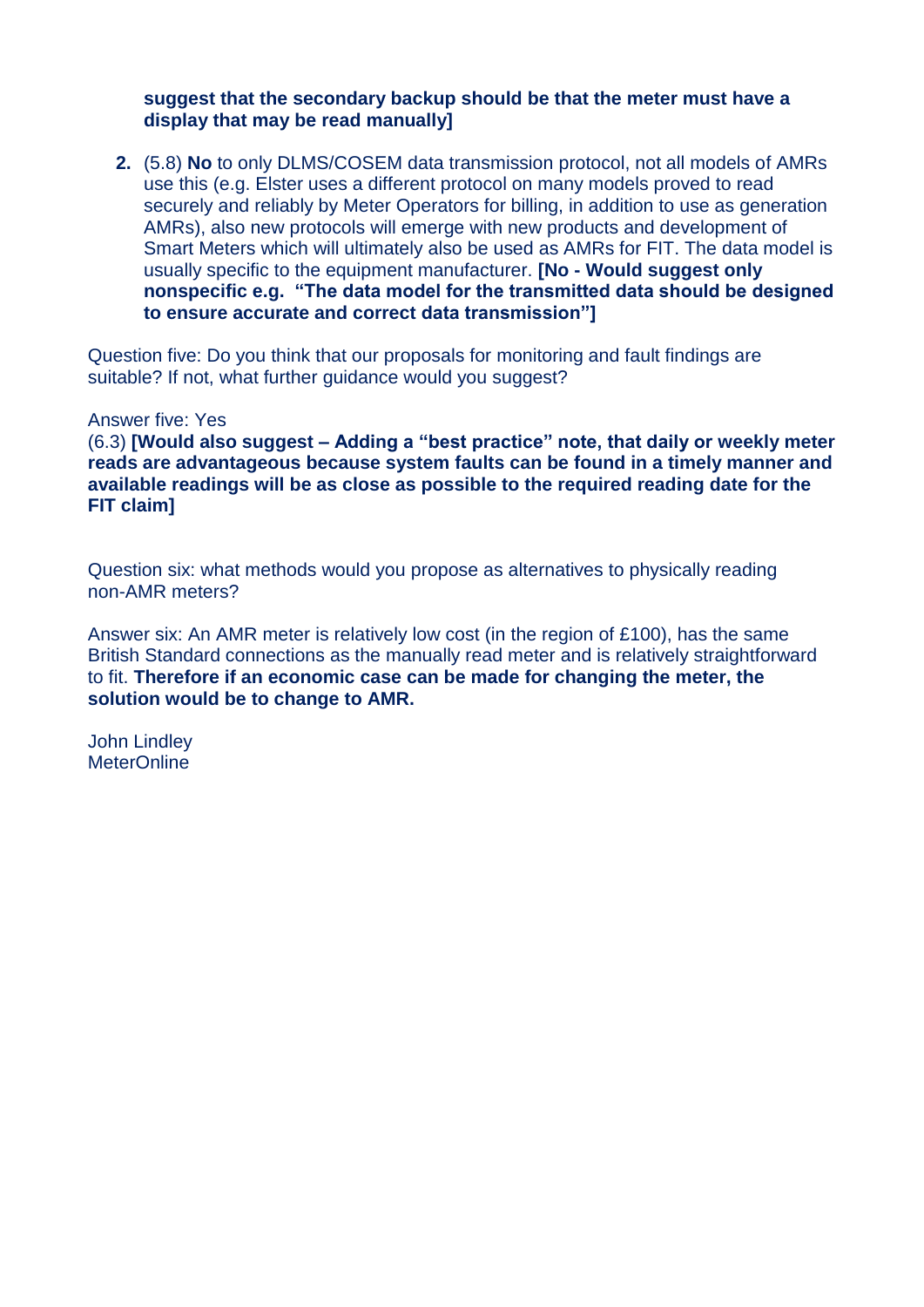**suggest that the secondary backup should be that the meter must have a display that may be read manually]**

2. (5.8) **No** to only DLMS/COSEM data transmission protocol, not all models of AMRs use this (e.g. Elster uses a different protocol on many models proved to read securely and reliably by Meter Operators for billing, in addition to use as generation AMRs), also new protocols will emerge with new products and development of Smart Meters which will ultimately also be used as AMRs for FIT. The data model is usually specific to the equipment manufacturer. **[No - Would suggest only nonspecific e.g. "The data model for the transmitted data should be designed to ensure accurate and correct data transmission"]**

Question five: Do you think that our proposals for monitoring and fault findings are suitable? If not, what further guidance would you suggest?

Answer five: Yes
(6.3) **[Would also suggest – Adding a "best practice" note, that daily or weekly meter reads are advantageous because system faults can be found in a timely manner and available readings will be as close as possible to the required reading date for the FIT claim]**

Question six: what methods would you propose as alternatives to physically reading non-AMR meters?

Answer six: An AMR meter is relatively low cost (in the region of £100), has the same British Standard connections as the manually read meter and is relatively straightforward to fit. **Therefore if an economic case can be made for changing the meter, the solution would be to change to AMR.**

John Lindley
MeterOnline